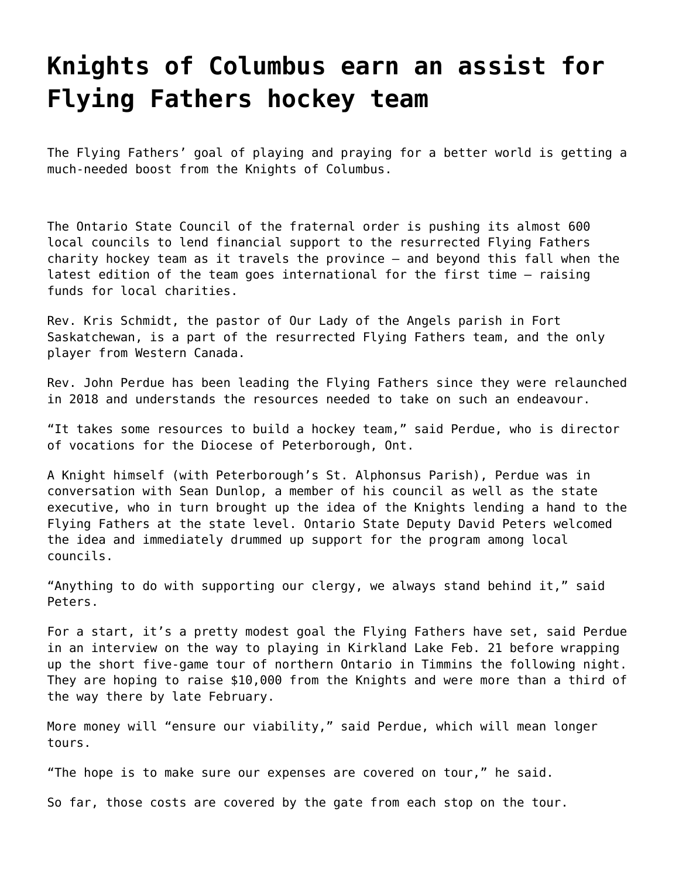# Knights of Columbus earn an assist for Flying Fathers hockey team

The Flying Fathers' goal of playing and praying for a better world is getting a much-needed boost from the Knights of Columbus.

The Ontario State Council of the fraternal order is pushing its almost 600 local councils to lend financial support to the resurrected Flying Fathers charity hockey team as it travels the province — and beyond this fall when the latest edition of the team goes international for the first time — raising funds for local charities.

Rev. Kris Schmidt, the pastor of Our Lady of the Angels parish in Fort Saskatchewan, is a part of the resurrected Flying Fathers team, and the only player from Western Canada.

Rev. John Perdue has been leading the Flying Fathers since they were relaunched in 2018 and understands the resources needed to take on such an endeavour.

"It takes some resources to build a hockey team," said Perdue, who is director of vocations for the Diocese of Peterborough, Ont.

A Knight himself (with Peterborough's St. Alphonsus Parish), Perdue was in conversation with Sean Dunlop, a member of his council as well as the state executive, who in turn brought up the idea of the Knights lending a hand to the Flying Fathers at the state level. Ontario State Deputy David Peters welcomed the idea and immediately drummed up support for the program among local councils.

"Anything to do with supporting our clergy, we always stand behind it," said Peters.

For a start, it's a pretty modest goal the Flying Fathers have set, said Perdue in an interview on the way to playing in Kirkland Lake Feb. 21 before wrapping up the short five-game tour of northern Ontario in Timmins the following night. They are hoping to raise $10,000 from the Knights and were more than a third of the way there by late February.

More money will "ensure our viability," said Perdue, which will mean longer tours.

"The hope is to make sure our expenses are covered on tour," he said.

So far, those costs are covered by the gate from each stop on the tour.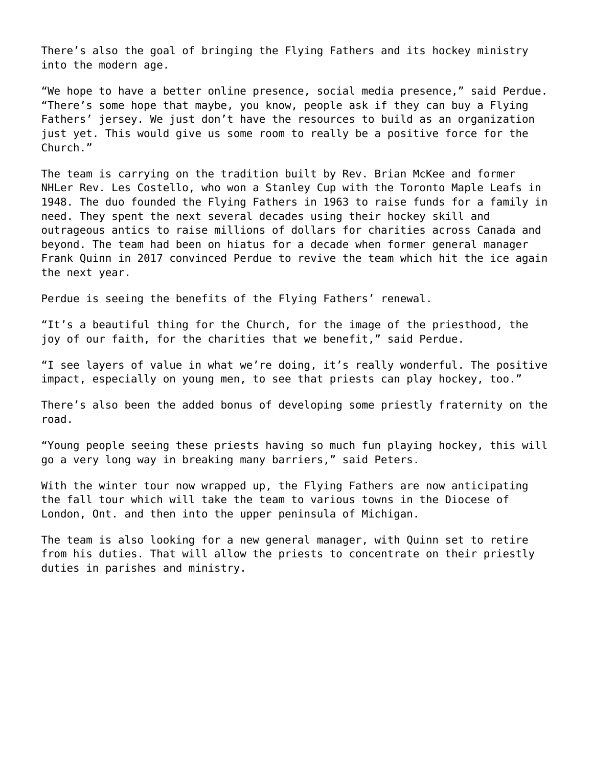There's also the goal of bringing the Flying Fathers and its hockey ministry into the modern age.

"We hope to have a better online presence, social media presence," said Perdue. "There's some hope that maybe, you know, people ask if they can buy a Flying Fathers' jersey. We just don't have the resources to build as an organization just yet. This would give us some room to really be a positive force for the Church."

The team is carrying on the tradition built by Rev. Brian McKee and former NHLer Rev. Les Costello, who won a Stanley Cup with the Toronto Maple Leafs in 1948. The duo founded the Flying Fathers in 1963 to raise funds for a family in need. They spent the next several decades using their hockey skill and outrageous antics to raise millions of dollars for charities across Canada and beyond. The team had been on hiatus for a decade when former general manager Frank Quinn in 2017 convinced Perdue to revive the team which hit the ice again the next year.

Perdue is seeing the benefits of the Flying Fathers' renewal.

"It's a beautiful thing for the Church, for the image of the priesthood, the joy of our faith, for the charities that we benefit," said Perdue.

"I see layers of value in what we're doing, it's really wonderful. The positive impact, especially on young men, to see that priests can play hockey, too."

There's also been the added bonus of developing some priestly fraternity on the road.

"Young people seeing these priests having so much fun playing hockey, this will go a very long way in breaking many barriers," said Peters.

With the winter tour now wrapped up, the Flying Fathers are now anticipating the fall tour which will take the team to various towns in the Diocese of London, Ont. and then into the upper peninsula of Michigan.

The team is also looking for a new general manager, with Quinn set to retire from his duties. That will allow the priests to concentrate on their priestly duties in parishes and ministry.